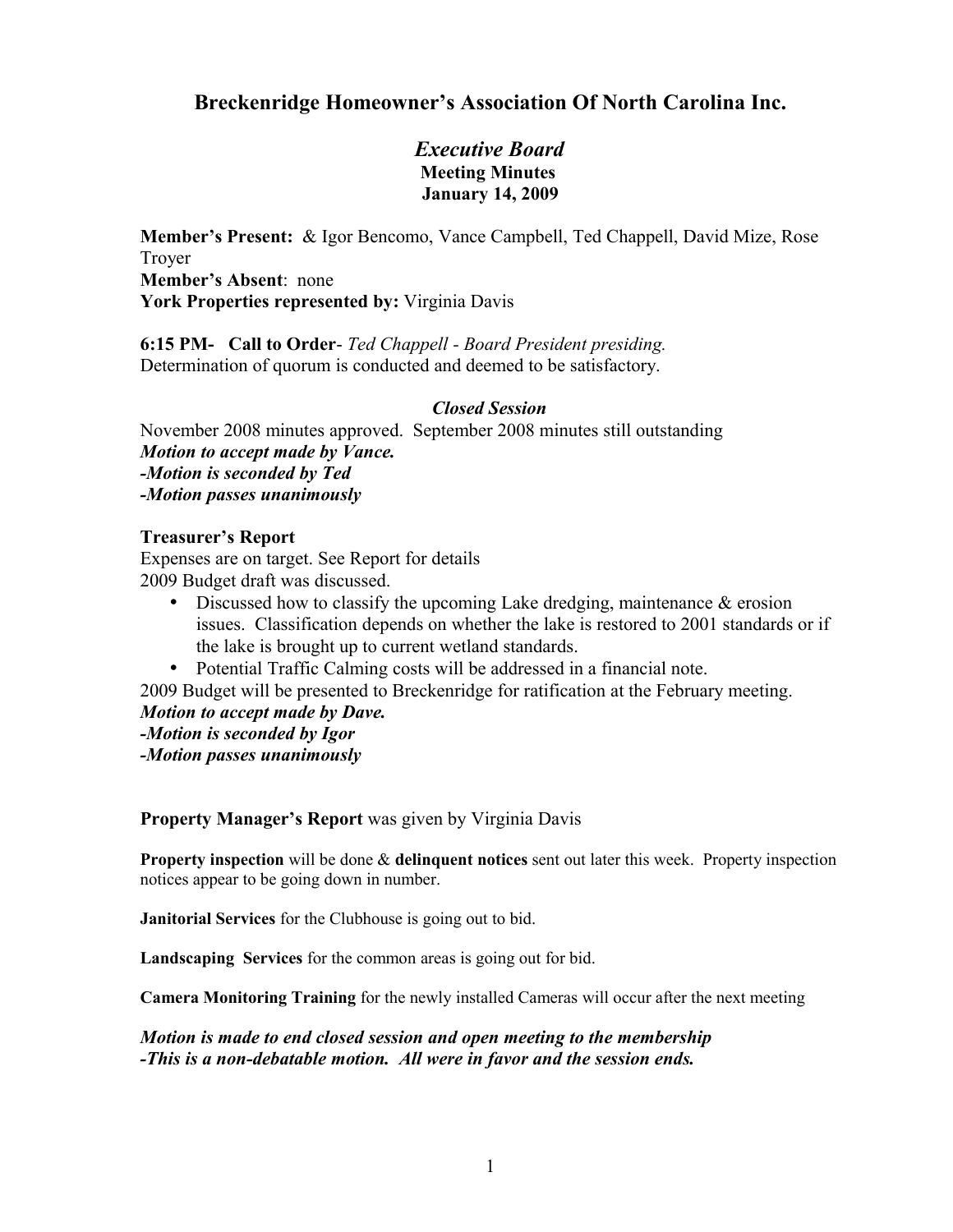# Breckenridge Homeowner's Association Of North Carolina Inc.

## *Executive Board*

**Meeting Minutes**
**January 14, 2009**

**Member's Present:** & Igor Bencomo, Vance Campbell, Ted Chappell, David Mize, Rose Troyer
**Member's Absent**: none
**York Properties represented by:** Virginia Davis

**6:15 PM- Call to Order**- *Ted Chappell - Board President presiding.*
Determination of quorum is conducted and deemed to be satisfactory.

***Closed Session***

November 2008 minutes approved. September 2008 minutes still outstanding
***Motion to accept made by Vance.***
***-Motion is seconded by Ted***
***-Motion passes unanimously***

**Treasurer's Report**
Expenses are on target. See Report for details
2009 Budget draft was discussed.

- Discussed how to classify the upcoming Lake dredging, maintenance & erosion issues. Classification depends on whether the lake is restored to 2001 standards or if the lake is brought up to current wetland standards.
- Potential Traffic Calming costs will be addressed in a financial note.

2009 Budget will be presented to Breckenridge for ratification at the February meeting.
***Motion to accept made by Dave.***
***-Motion is seconded by Igor***
***-Motion passes unanimously***

**Property Manager's Report** was given by Virginia Davis

**Property inspection** will be done & **delinquent notices** sent out later this week. Property inspection notices appear to be going down in number.

**Janitorial Services** for the Clubhouse is going out to bid.

**Landscaping Services** for the common areas is going out for bid.

**Camera Monitoring Training** for the newly installed Cameras will occur after the next meeting

***Motion is made to end closed session and open meeting to the membership***
***-This is a non-debatable motion. All were in favor and the session ends.***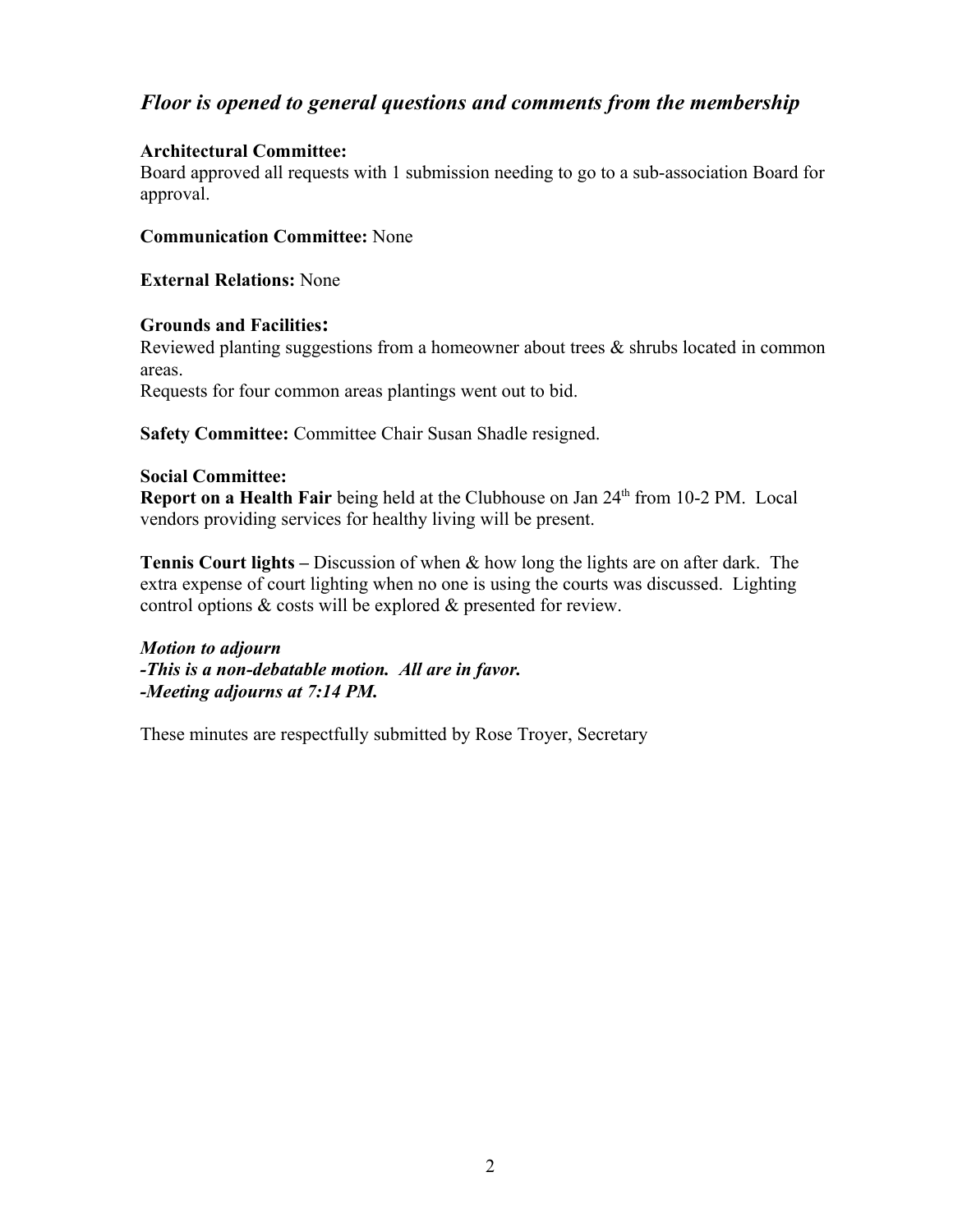## *Floor is opened to general questions and comments from the membership*

**Architectural Committee:**
Board approved all requests with 1 submission needing to go to a sub-association Board for approval.

**Communication Committee:** None

**External Relations:** None

**Grounds and Facilities:**
Reviewed planting suggestions from a homeowner about trees & shrubs located in common areas.
Requests for four common areas plantings went out to bid.

**Safety Committee:** Committee Chair Susan Shadle resigned.

**Social Committee:**
**Report on a Health Fair** being held at the Clubhouse on Jan 24th from 10-2 PM. Local vendors providing services for healthy living will be present.

**Tennis Court lights –** Discussion of when & how long the lights are on after dark. The extra expense of court lighting when no one is using the courts was discussed. Lighting control options & costs will be explored & presented for review.

***Motion to adjourn***
***-This is a non-debatable motion. All are in favor.***
***-Meeting adjourns at 7:14 PM.***

These minutes are respectfully submitted by Rose Troyer, Secretary